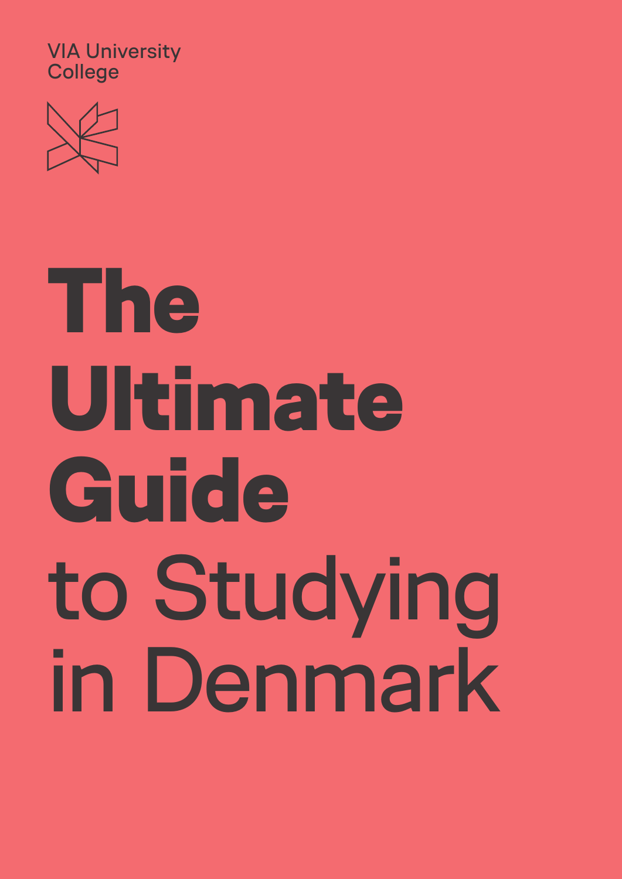VIA University College

# The Ultimate Guide to Studying in Denmark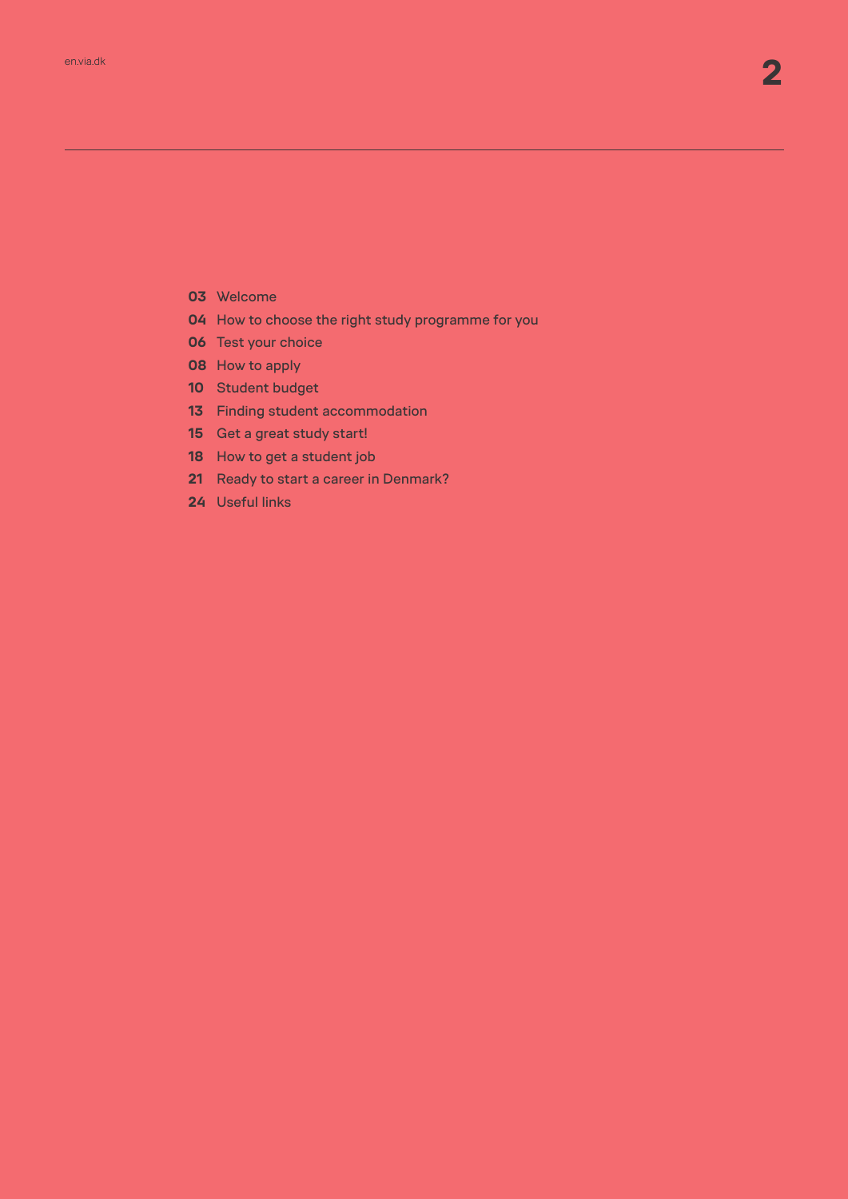**03** Welcome
**04** How to choose the right study programme for you
**06** Test your choice
**08** How to apply
**10** Student budget
**13** Finding student accommodation
**15** Get a great study start!
**18** How to get a student job
**21** Ready to start a career in Denmark?
**24** Useful links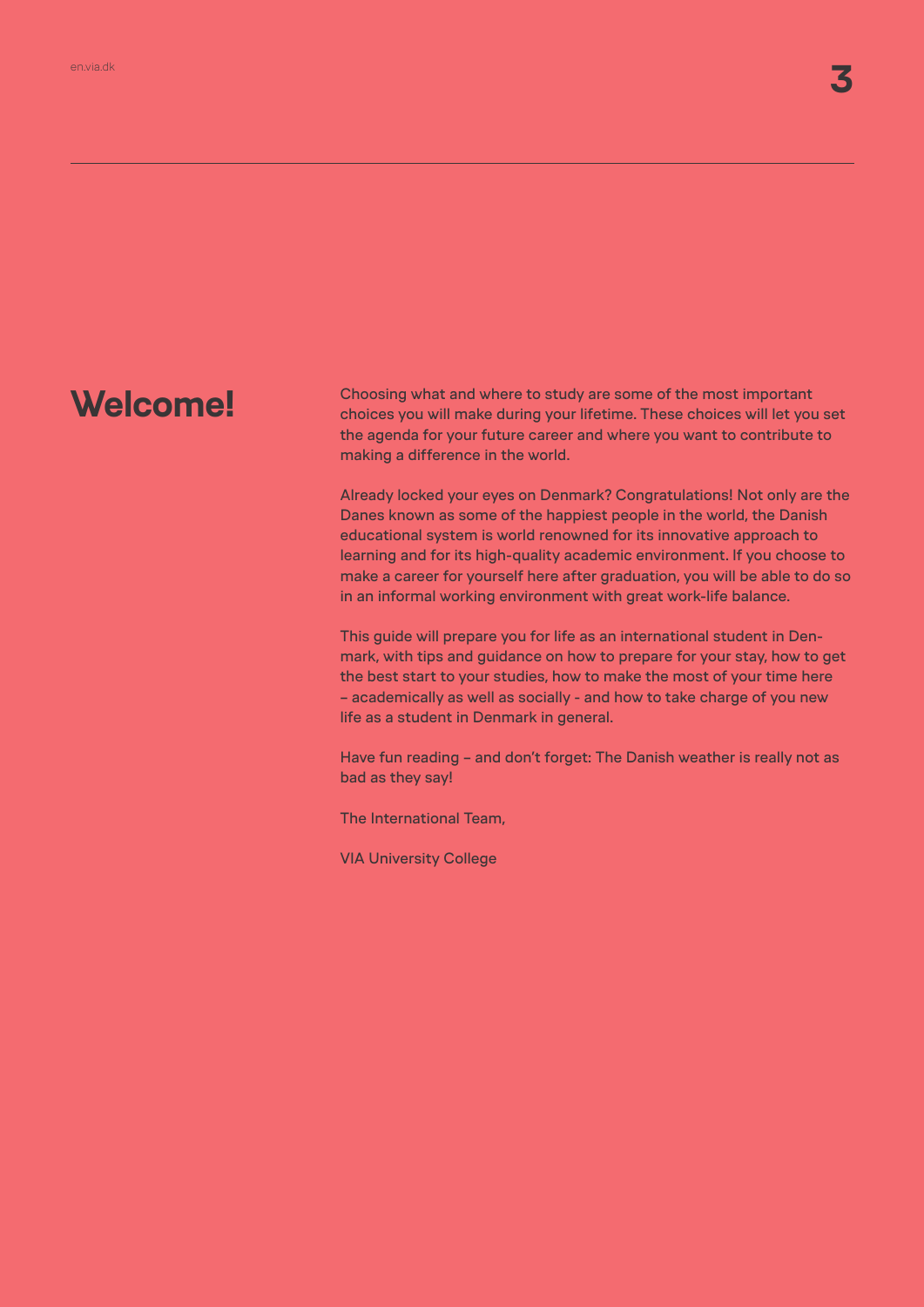# Welcome!

Choosing what and where to study are some of the most important choices you will make during your lifetime. These choices will let you set the agenda for your future career and where you want to contribute to making a difference in the world.

Already locked your eyes on Denmark? Congratulations! Not only are the Danes known as some of the happiest people in the world, the Danish educational system is world renowned for its innovative approach to learning and for its high-quality academic environment. If you choose to make a career for yourself here after graduation, you will be able to do so in an informal working environment with great work-life balance.

This guide will prepare you for life as an international student in Denmark, with tips and guidance on how to prepare for your stay, how to get the best start to your studies, how to make the most of your time here – academically as well as socially - and how to take charge of you new life as a student in Denmark in general.

Have fun reading – and don't forget: The Danish weather is really not as bad as they say!

The International Team,

VIA University College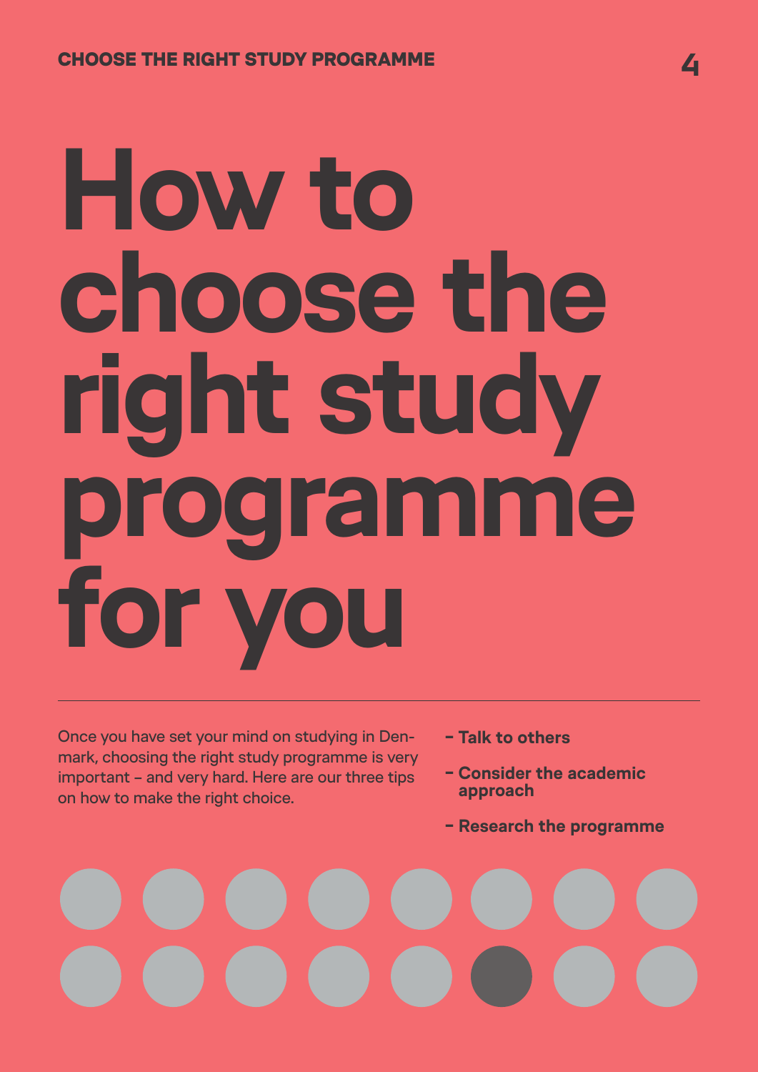# How to choose the right study programme for you

Once you have set your mind on studying in Denmark, choosing the right study programme is very important – and very hard. Here are our three tips on how to make the right choice.

- **Talk to others**
- **Consider the academic approach**
- **Research the programme**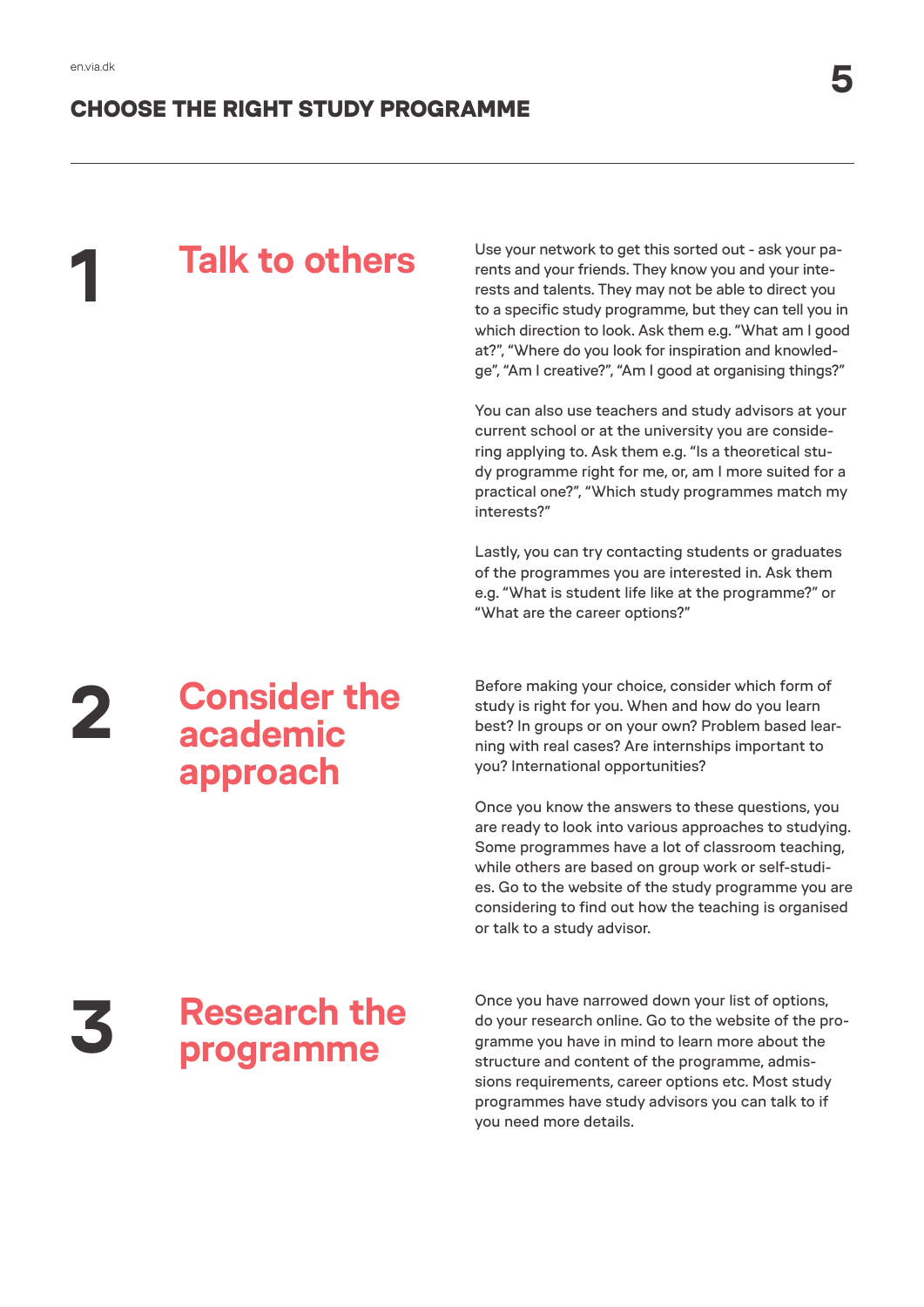## CHOOSE THE RIGHT STUDY PROGRAMME

### 1 Talk to others

Use your network to get this sorted out - ask your parents and your friends. They know you and your interests and talents. They may not be able to direct you to a specific study programme, but they can tell you in which direction to look. Ask them e.g. "What am I good at?", "Where do you look for inspiration and knowledge", "Am I creative?", "Am I good at organising things?"

You can also use teachers and study advisors at your current school or at the university you are considering applying to. Ask them e.g. "Is a theoretical study programme right for me, or, am I more suited for a practical one?", "Which study programmes match my interests?"

Lastly, you can try contacting students or graduates of the programmes you are interested in. Ask them e.g. "What is student life like at the programme?" or "What are the career options?"

### 2 Consider the academic approach

Before making your choice, consider which form of study is right for you. When and how do you learn best? In groups or on your own? Problem based learning with real cases? Are internships important to you? International opportunities?

Once you know the answers to these questions, you are ready to look into various approaches to studying. Some programmes have a lot of classroom teaching, while others are based on group work or self-studies. Go to the website of the study programme you are considering to find out how the teaching is organised or talk to a study advisor.

### 3 Research the programme

Once you have narrowed down your list of options, do your research online. Go to the website of the programme you have in mind to learn more about the structure and content of the programme, admissions requirements, career options etc. Most study programmes have study advisors you can talk to if you need more details.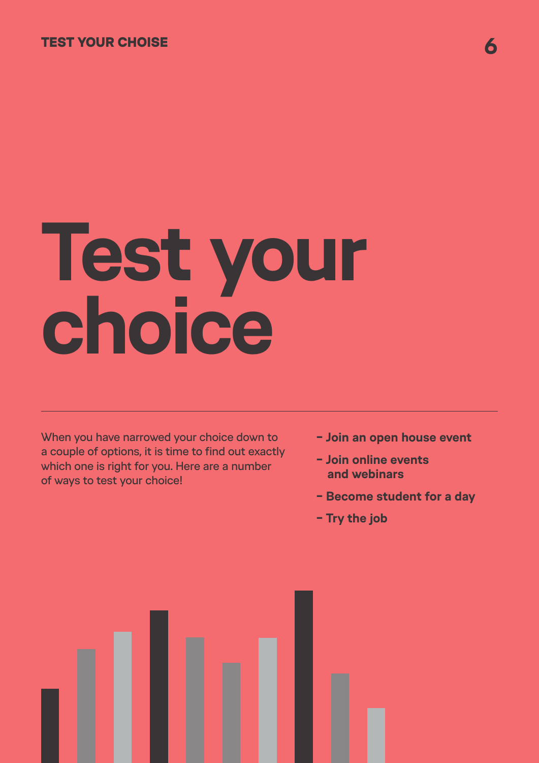# Test your choice

When you have narrowed your choice down to a couple of options, it is time to find out exactly which one is right for you. Here are a number of ways to test your choice!

- **Join an open house event**
- **Join online events and webinars**
- **Become student for a day**
- **Try the job**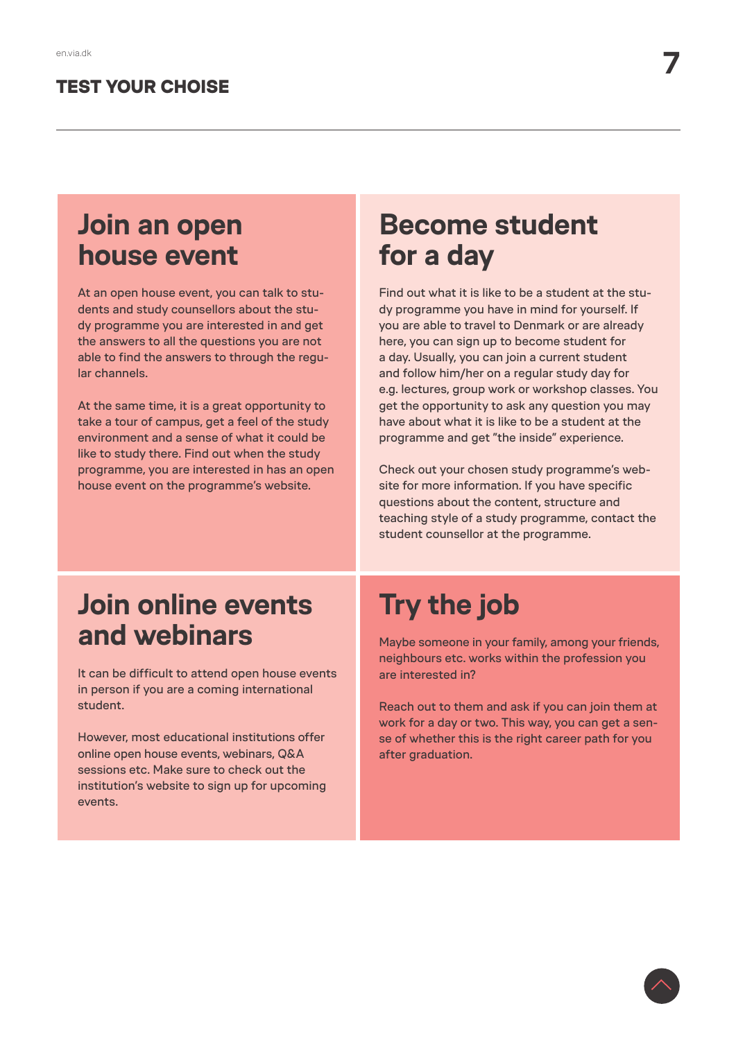## TEST YOUR CHOISE

# Join an open house event

At an open house event, you can talk to students and study counsellors about the study programme you are interested in and get the answers to all the questions you are not able to find the answers to through the regular channels.

At the same time, it is a great opportunity to take a tour of campus, get a feel of the study environment and a sense of what it could be like to study there. Find out when the study programme, you are interested in has an open house event on the programme's website.

# Become student for a day

Find out what it is like to be a student at the study programme you have in mind for yourself. If you are able to travel to Denmark or are already here, you can sign up to become student for a day. Usually, you can join a current student and follow him/her on a regular study day for e.g. lectures, group work or workshop classes. You get the opportunity to ask any question you may have about what it is like to be a student at the programme and get "the inside" experience.

Check out your chosen study programme's website for more information. If you have specific questions about the content, structure and teaching style of a study programme, contact the student counsellor at the programme.

# Join online events and webinars

It can be difficult to attend open house events in person if you are a coming international student.

However, most educational institutions offer online open house events, webinars, Q&A sessions etc. Make sure to check out the institution's website to sign up for upcoming events.

# Try the job

Maybe someone in your family, among your friends, neighbours etc. works within the profession you are interested in?

Reach out to them and ask if you can join them at work for a day or two. This way, you can get a sense of whether this is the right career path for you after graduation.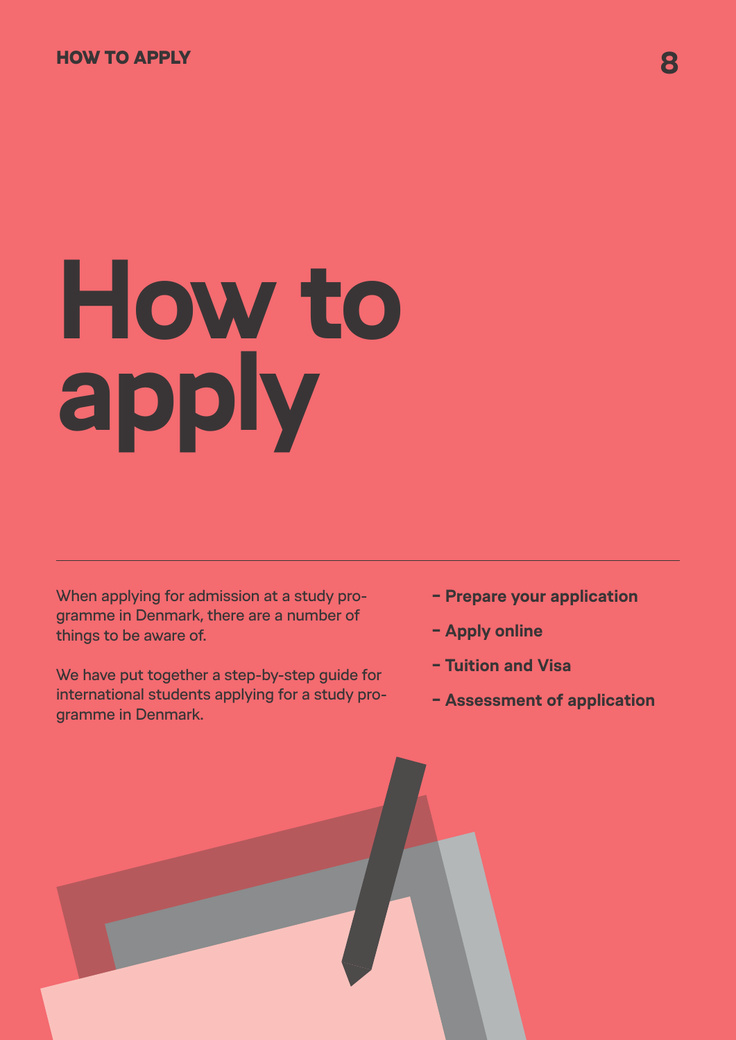# How to apply

When applying for admission at a study programme in Denmark, there are a number of things to be aware of.

We have put together a step-by-step guide for international students applying for a study programme in Denmark.

- **Prepare your application**
- **Apply online**
- **Tuition and Visa**
- **Assessment of application**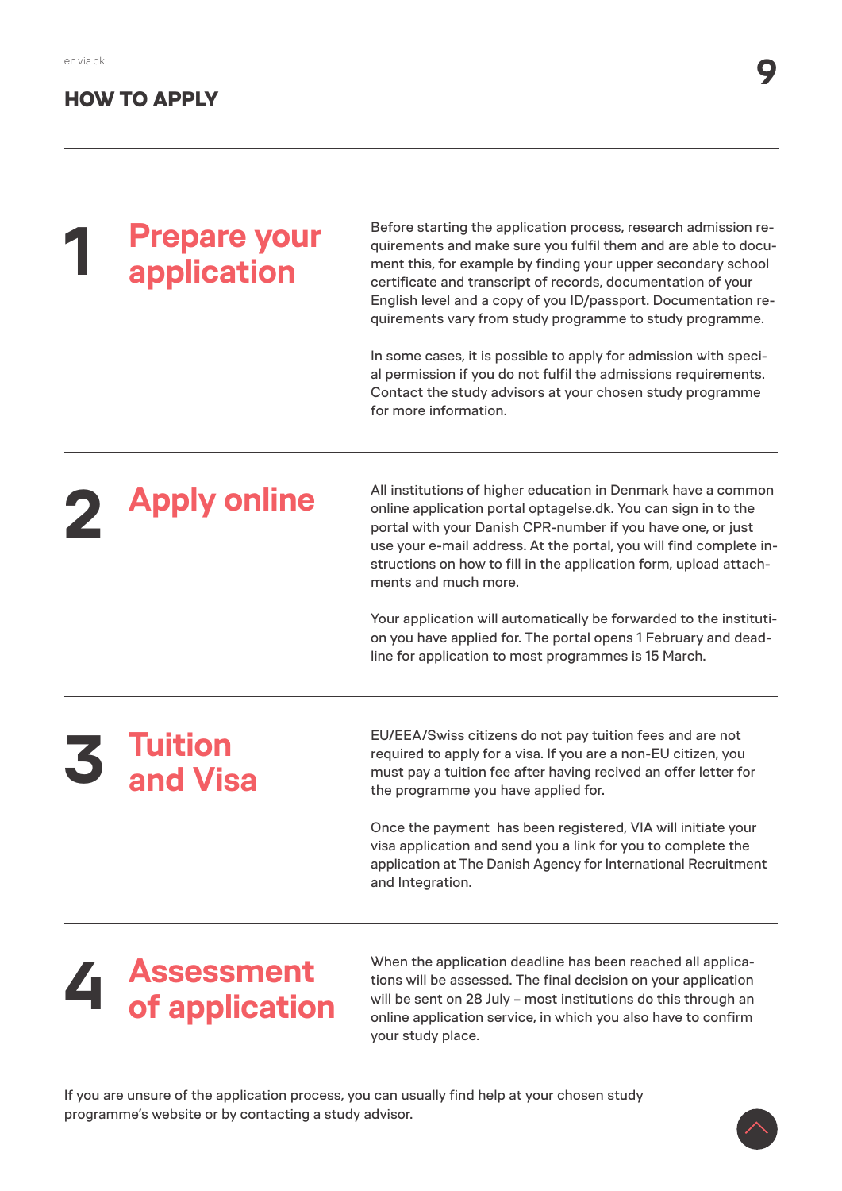# HOW TO APPLY

## 1 Prepare your application

Before starting the application process, research admission requirements and make sure you fulfil them and are able to document this, for example by finding your upper secondary school certificate and transcript of records, documentation of your English level and a copy of you ID/passport. Documentation requirements vary from study programme to study programme.

In some cases, it is possible to apply for admission with special permission if you do not fulfil the admissions requirements. Contact the study advisors at your chosen study programme for more information.

## 2 Apply online

All institutions of higher education in Denmark have a common online application portal optagelse.dk. You can sign in to the portal with your Danish CPR-number if you have one, or just use your e-mail address. At the portal, you will find complete instructions on how to fill in the application form, upload attachments and much more.

Your application will automatically be forwarded to the institution you have applied for. The portal opens 1 February and deadline for application to most programmes is 15 March.

## 3 Tuition and Visa

EU/EEA/Swiss citizens do not pay tuition fees and are not required to apply for a visa. If you are a non-EU citizen, you must pay a tuition fee after having recived an offer letter for the programme you have applied for.

Once the payment has been registered, VIA will initiate your visa application and send you a link for you to complete the application at The Danish Agency for International Recruitment and Integration.

## 4 Assessment of application

When the application deadline has been reached all applications will be assessed. The final decision on your application will be sent on 28 July – most institutions do this through an online application service, in which you also have to confirm your study place.

If you are unsure of the application process, you can usually find help at your chosen study programme's website or by contacting a study advisor.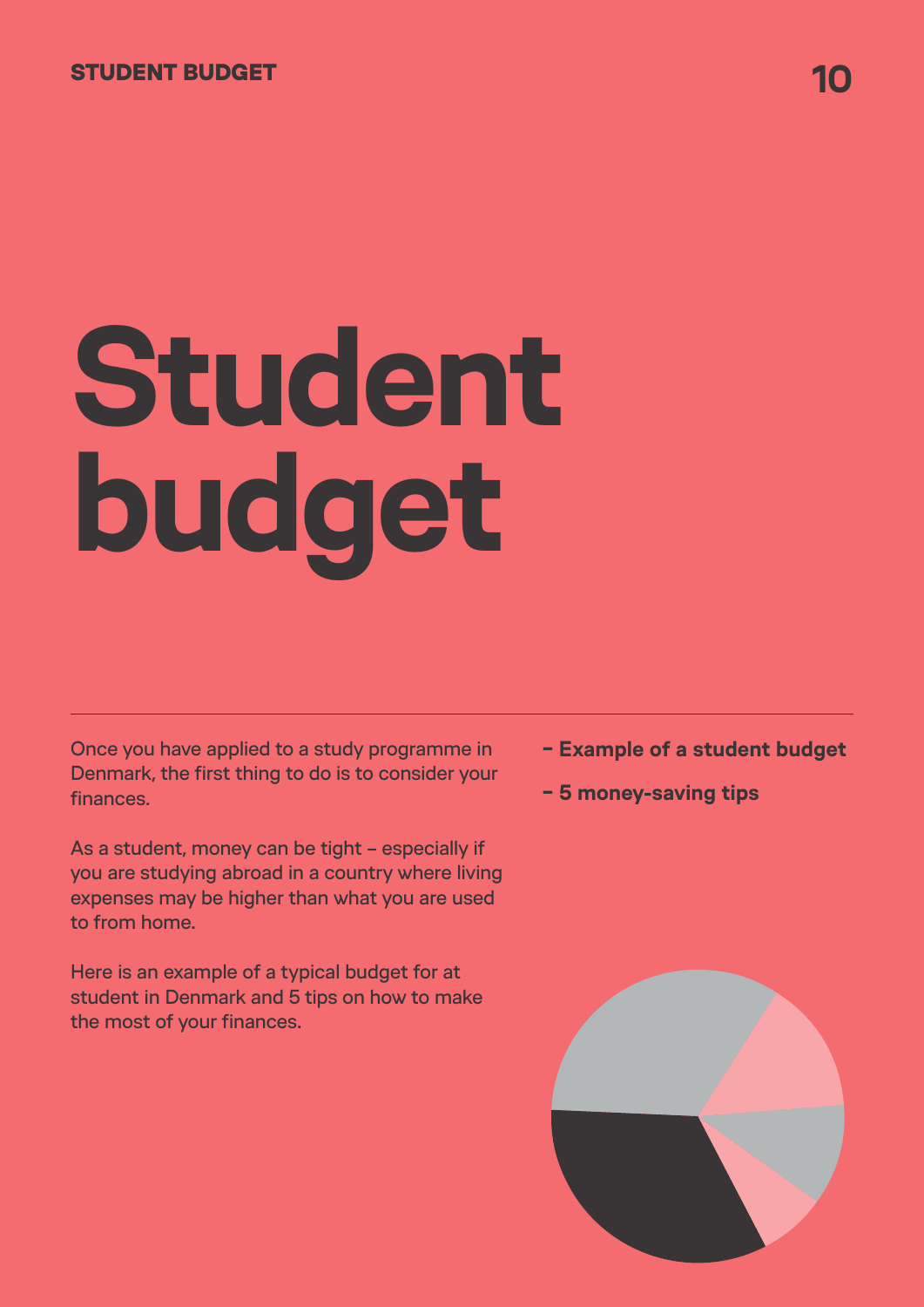# Student budget

Once you have applied to a study programme in Denmark, the first thing to do is to consider your finances.

As a student, money can be tight – especially if you are studying abroad in a country where living expenses may be higher than what you are used to from home.

Here is an example of a typical budget for at student in Denmark and 5 tips on how to make the most of your finances.

**– Example of a student budget**

**– 5 money-saving tips**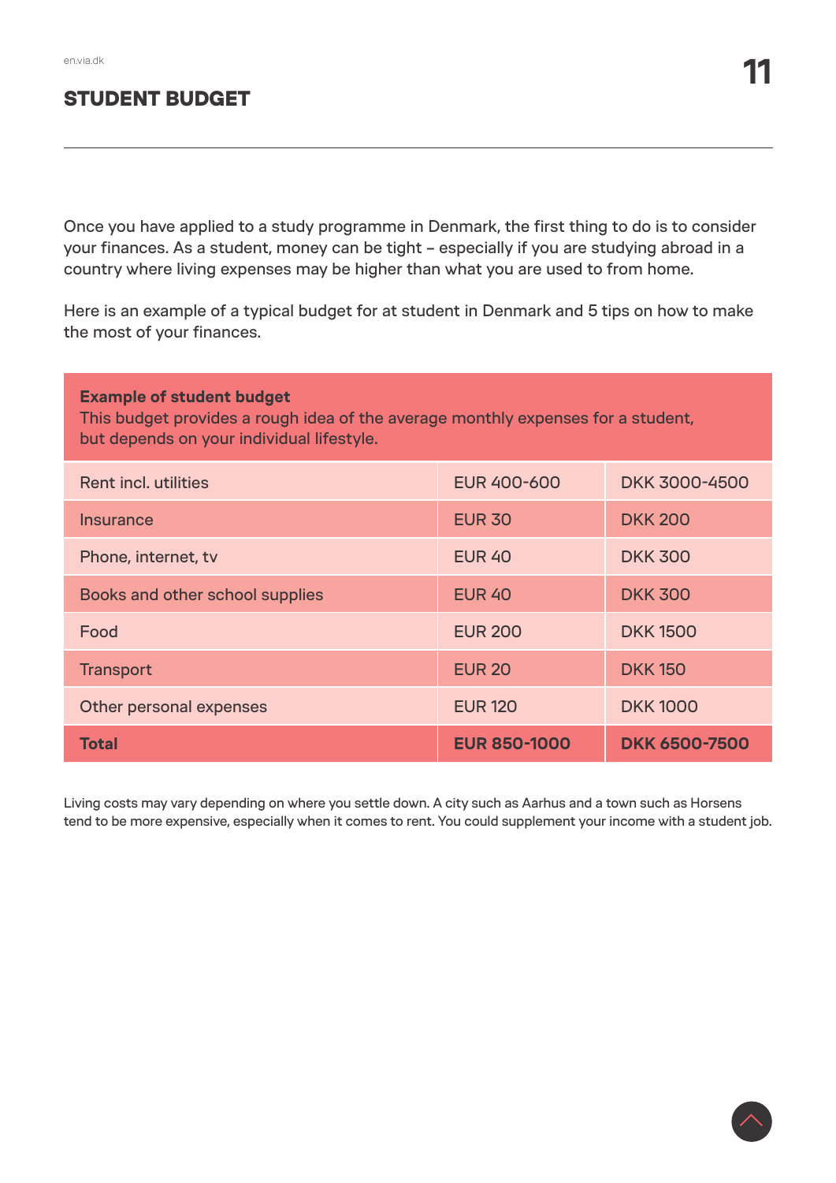## STUDENT BUDGET

Once you have applied to a study programme in Denmark, the first thing to do is to consider your finances. As a student, money can be tight – especially if you are studying abroad in a country where living expenses may be higher than what you are used to from home.

Here is an example of a typical budget for at student in Denmark and 5 tips on how to make the most of your finances.

**Example of student budget**
This budget provides a rough idea of the average monthly expenses for a student, but depends on your individual lifestyle.

| Item | EUR | DKK |
|---|---|---|
| Rent incl. utilities | EUR 400-600 | DKK 3000-4500 |
| Insurance | EUR 30 | DKK 200 |
| Phone, internet, tv | EUR 40 | DKK 300 |
| Books and other school supplies | EUR 40 | DKK 300 |
| Food | EUR 200 | DKK 1500 |
| Transport | EUR 20 | DKK 150 |
| Other personal expenses | EUR 120 | DKK 1000 |
| **Total** | **EUR 850-1000** | **DKK 6500-7500** |

Living costs may vary depending on where you settle down. A city such as Aarhus and a town such as Horsens tend to be more expensive, especially when it comes to rent. You could supplement your income with a student job.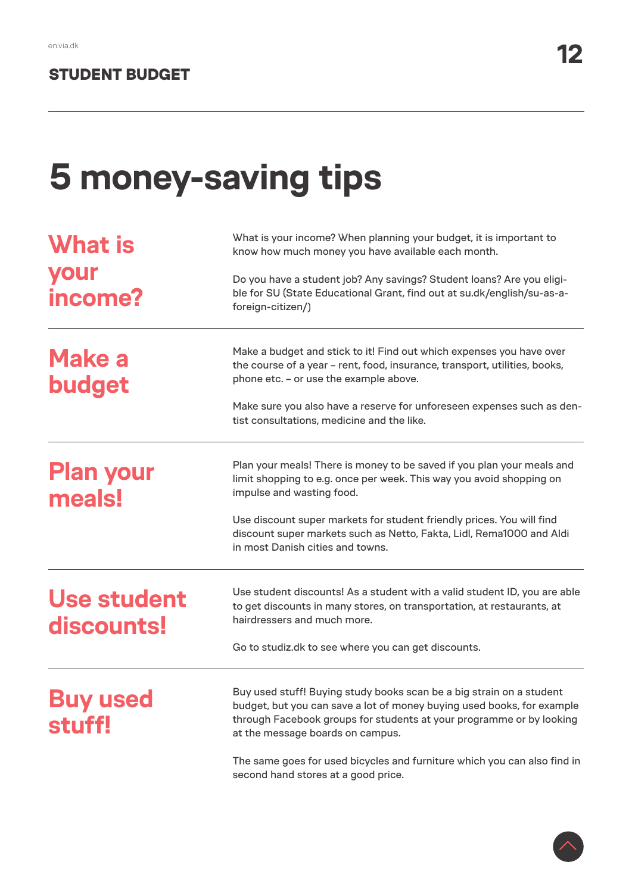# 5 money-saving tips

## What is your income?

What is your income? When planning your budget, it is important to know how much money you have available each month.

Do you have a student job? Any savings? Student loans? Are you eligible for SU (State Educational Grant, find out at su.dk/english/su-as-a-foreign-citizen/)

## Make a budget

Make a budget and stick to it! Find out which expenses you have over the course of a year – rent, food, insurance, transport, utilities, books, phone etc. – or use the example above.

Make sure you also have a reserve for unforeseen expenses such as dentist consultations, medicine and the like.

## Plan your meals!

Plan your meals! There is money to be saved if you plan your meals and limit shopping to e.g. once per week. This way you avoid shopping on impulse and wasting food.

Use discount super markets for student friendly prices. You will find discount super markets such as Netto, Fakta, Lidl, Rema1000 and Aldi in most Danish cities and towns.

## Use student discounts!

Use student discounts! As a student with a valid student ID, you are able to get discounts in many stores, on transportation, at restaurants, at hairdressers and much more.

Go to studiz.dk to see where you can get discounts.

## Buy used stuff!

Buy used stuff! Buying study books scan be a big strain on a student budget, but you can save a lot of money buying used books, for example through Facebook groups for students at your programme or by looking at the message boards on campus.

The same goes for used bicycles and furniture which you can also find in second hand stores at a good price.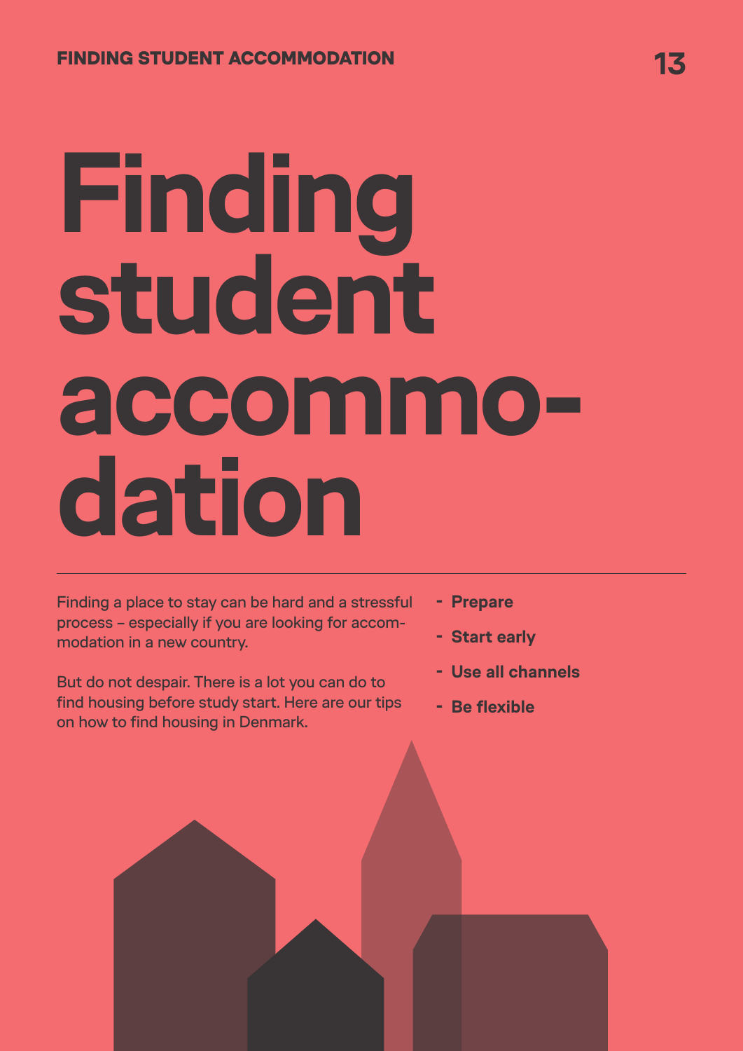# Finding student accommodation

Finding a place to stay can be hard and a stressful process – especially if you are looking for accommodation in a new country.

But do not despair. There is a lot you can do to find housing before study start. Here are our tips on how to find housing in Denmark.

- **Prepare**
- **Start early**
- **Use all channels**
- **Be flexible**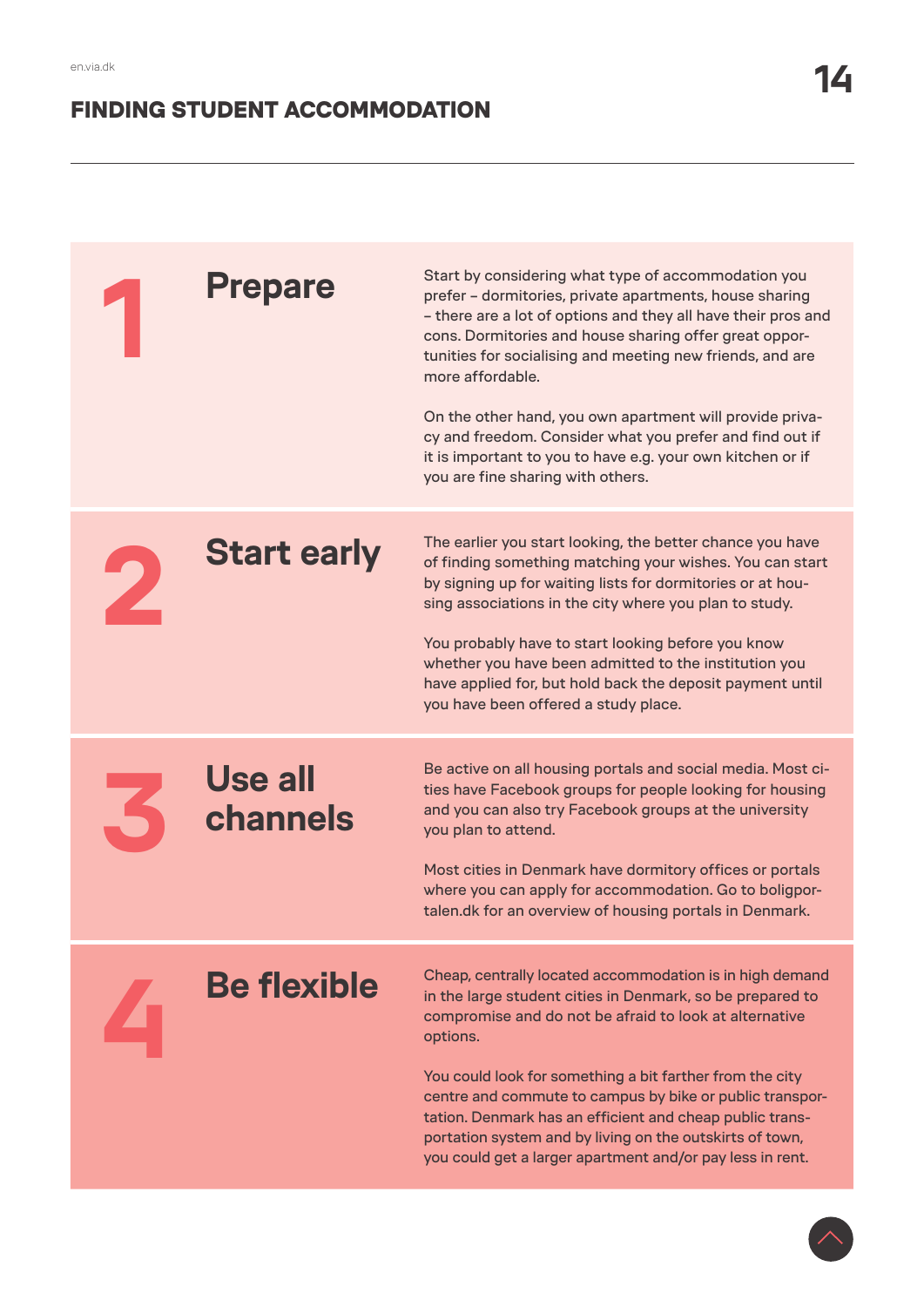# FINDING STUDENT ACCOMMODATION

## 1 Prepare

Start by considering what type of accommodation you prefer – dormitories, private apartments, house sharing – there are a lot of options and they all have their pros and cons. Dormitories and house sharing offer great opportunities for socialising and meeting new friends, and are more affordable.

On the other hand, you own apartment will provide privacy and freedom. Consider what you prefer and find out if it is important to you to have e.g. your own kitchen or if you are fine sharing with others.

## 2 Start early

The earlier you start looking, the better chance you have of finding something matching your wishes. You can start by signing up for waiting lists for dormitories or at housing associations in the city where you plan to study.

You probably have to start looking before you know whether you have been admitted to the institution you have applied for, but hold back the deposit payment until you have been offered a study place.

## 3 Use all channels

Be active on all housing portals and social media. Most cities have Facebook groups for people looking for housing and you can also try Facebook groups at the university you plan to attend.

Most cities in Denmark have dormitory offices or portals where you can apply for accommodation. Go to boligportalen.dk for an overview of housing portals in Denmark.

## 4 Be flexible

Cheap, centrally located accommodation is in high demand in the large student cities in Denmark, so be prepared to compromise and do not be afraid to look at alternative options.

You could look for something a bit farther from the city centre and commute to campus by bike or public transportation. Denmark has an efficient and cheap public transportation system and by living on the outskirts of town, you could get a larger apartment and/or pay less in rent.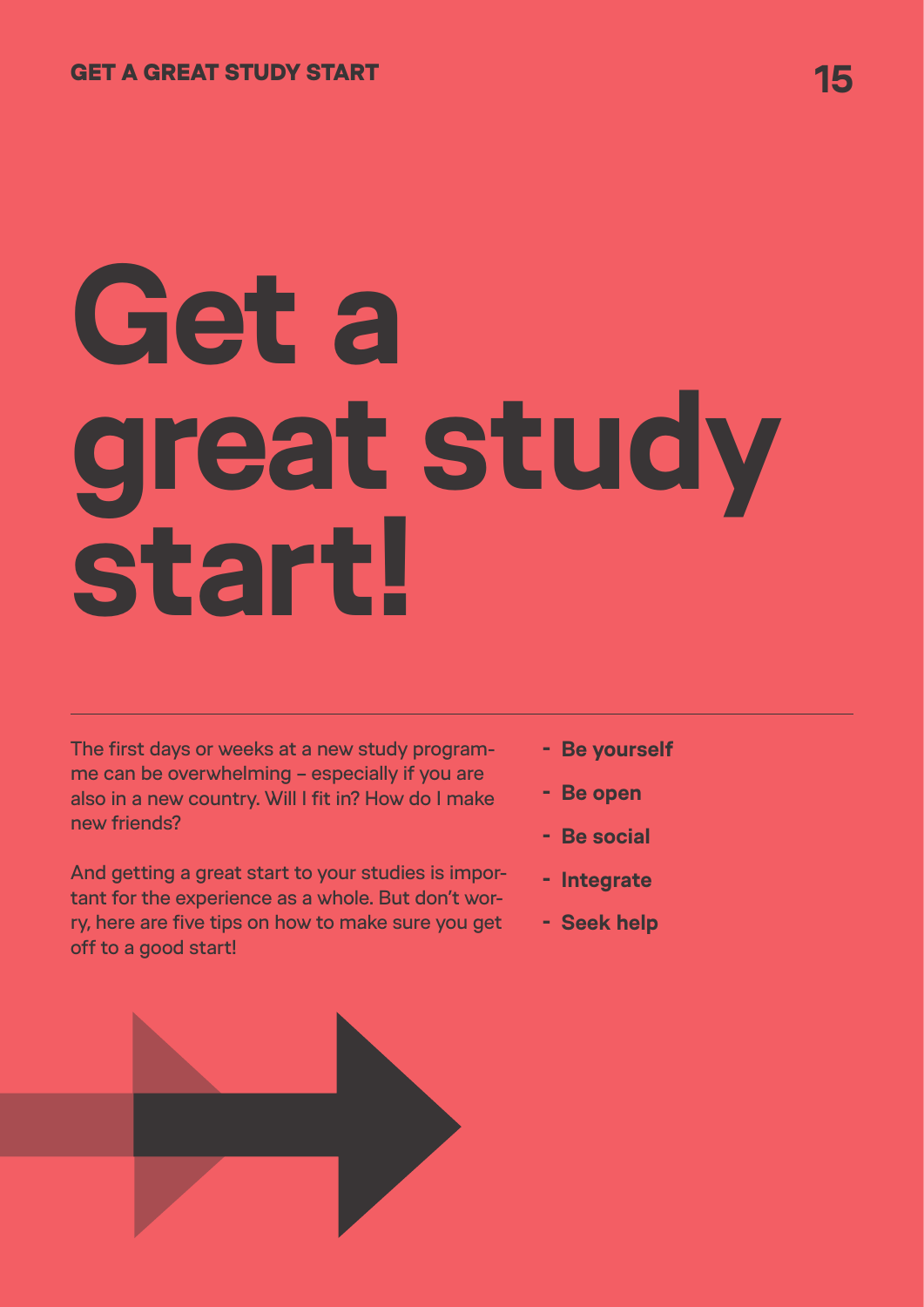# Get a great study start!

The first days or weeks at a new study programme can be overwhelming – especially if you are also in a new country. Will I fit in? How do I make new friends?

And getting a great start to your studies is important for the experience as a whole. But don't worry, here are five tips on how to make sure you get off to a good start!

- **Be yourself**
- **Be open**
- **Be social**
- **Integrate**
- **Seek help**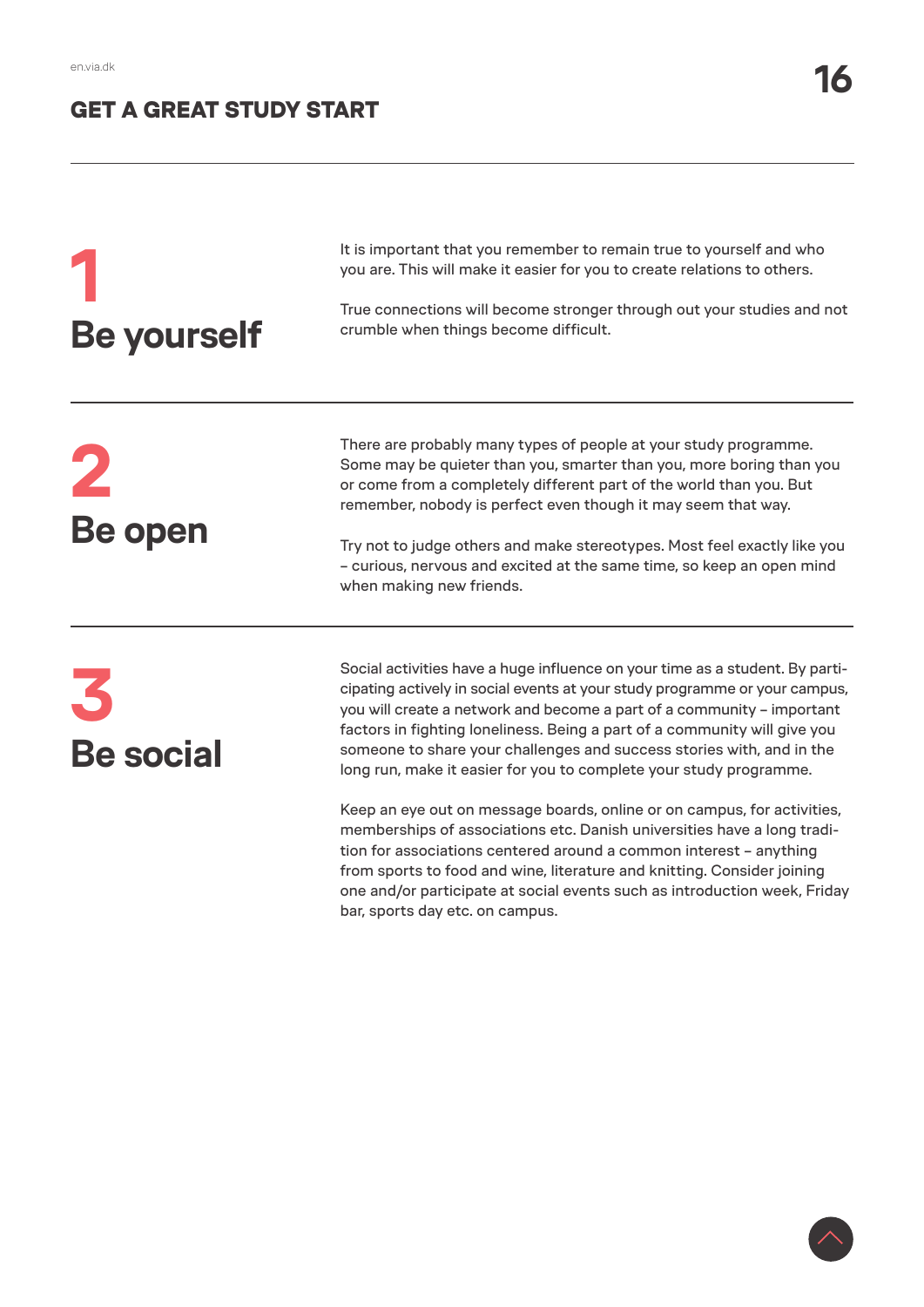## GET A GREAT STUDY START

### 1 Be yourself

It is important that you remember to remain true to yourself and who you are. This will make it easier for you to create relations to others.

True connections will become stronger through out your studies and not crumble when things become difficult.

### 2 Be open

There are probably many types of people at your study programme. Some may be quieter than you, smarter than you, more boring than you or come from a completely different part of the world than you. But remember, nobody is perfect even though it may seem that way.

Try not to judge others and make stereotypes. Most feel exactly like you – curious, nervous and excited at the same time, so keep an open mind when making new friends.

### 3 Be social

Social activities have a huge influence on your time as a student. By participating actively in social events at your study programme or your campus, you will create a network and become a part of a community – important factors in fighting loneliness. Being a part of a community will give you someone to share your challenges and success stories with, and in the long run, make it easier for you to complete your study programme.

Keep an eye out on message boards, online or on campus, for activities, memberships of associations etc. Danish universities have a long tradition for associations centered around a common interest – anything from sports to food and wine, literature and knitting. Consider joining one and/or participate at social events such as introduction week, Friday bar, sports day etc. on campus.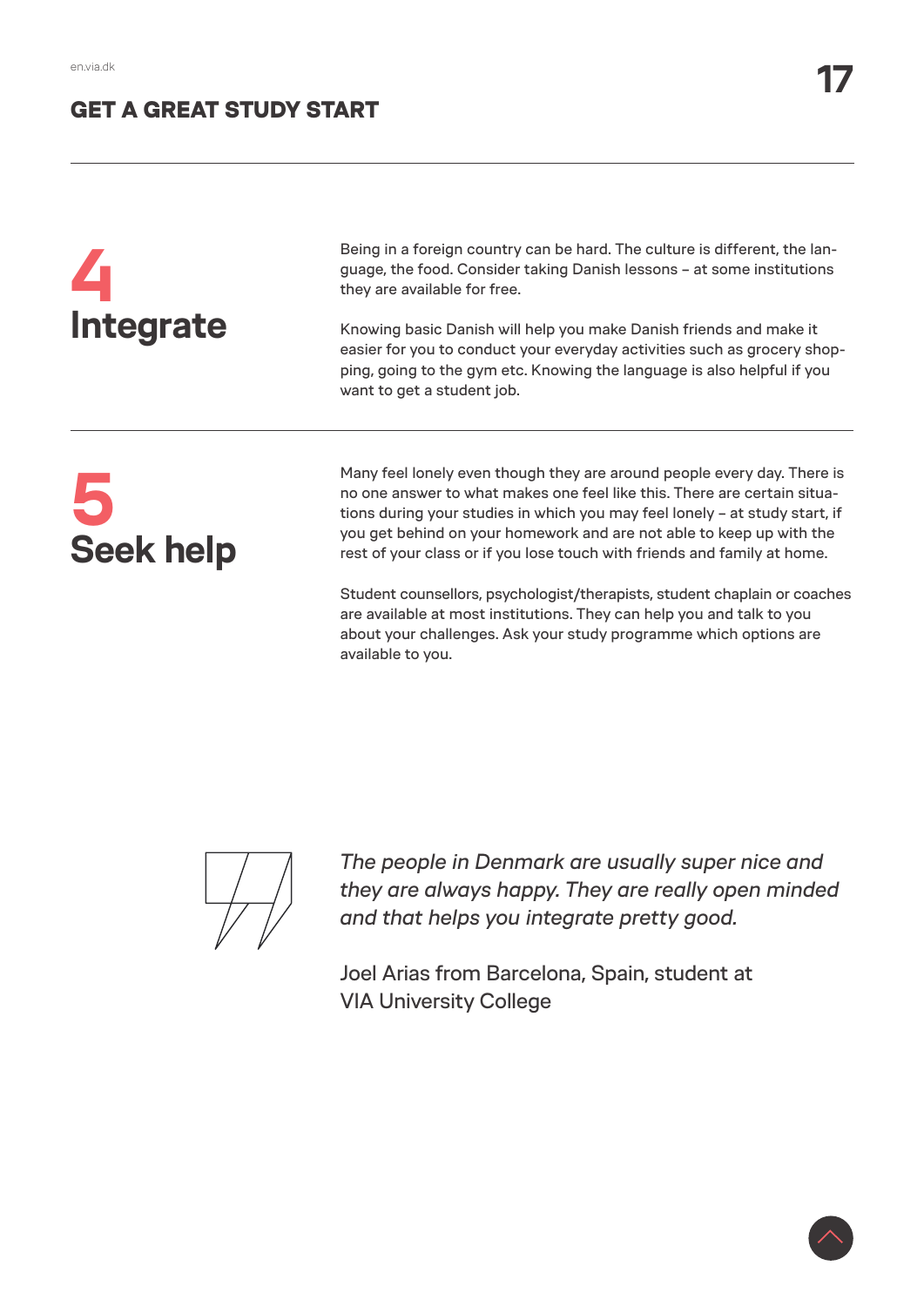## 4 Integrate

Being in a foreign country can be hard. The culture is different, the language, the food. Consider taking Danish lessons – at some institutions they are available for free.

Knowing basic Danish will help you make Danish friends and make it easier for you to conduct your everyday activities such as grocery shopping, going to the gym etc. Knowing the language is also helpful if you want to get a student job.

## 5 Seek help

Many feel lonely even though they are around people every day. There is no one answer to what makes one feel like this. There are certain situations during your studies in which you may feel lonely – at study start, if you get behind on your homework and are not able to keep up with the rest of your class or if you lose touch with friends and family at home.

Student counsellors, psychologist/therapists, student chaplain or coaches are available at most institutions. They can help you and talk to you about your challenges. Ask your study programme which options are available to you.

*The people in Denmark are usually super nice and they are always happy. They are really open minded and that helps you integrate pretty good.*

Joel Arias from Barcelona, Spain, student at VIA University College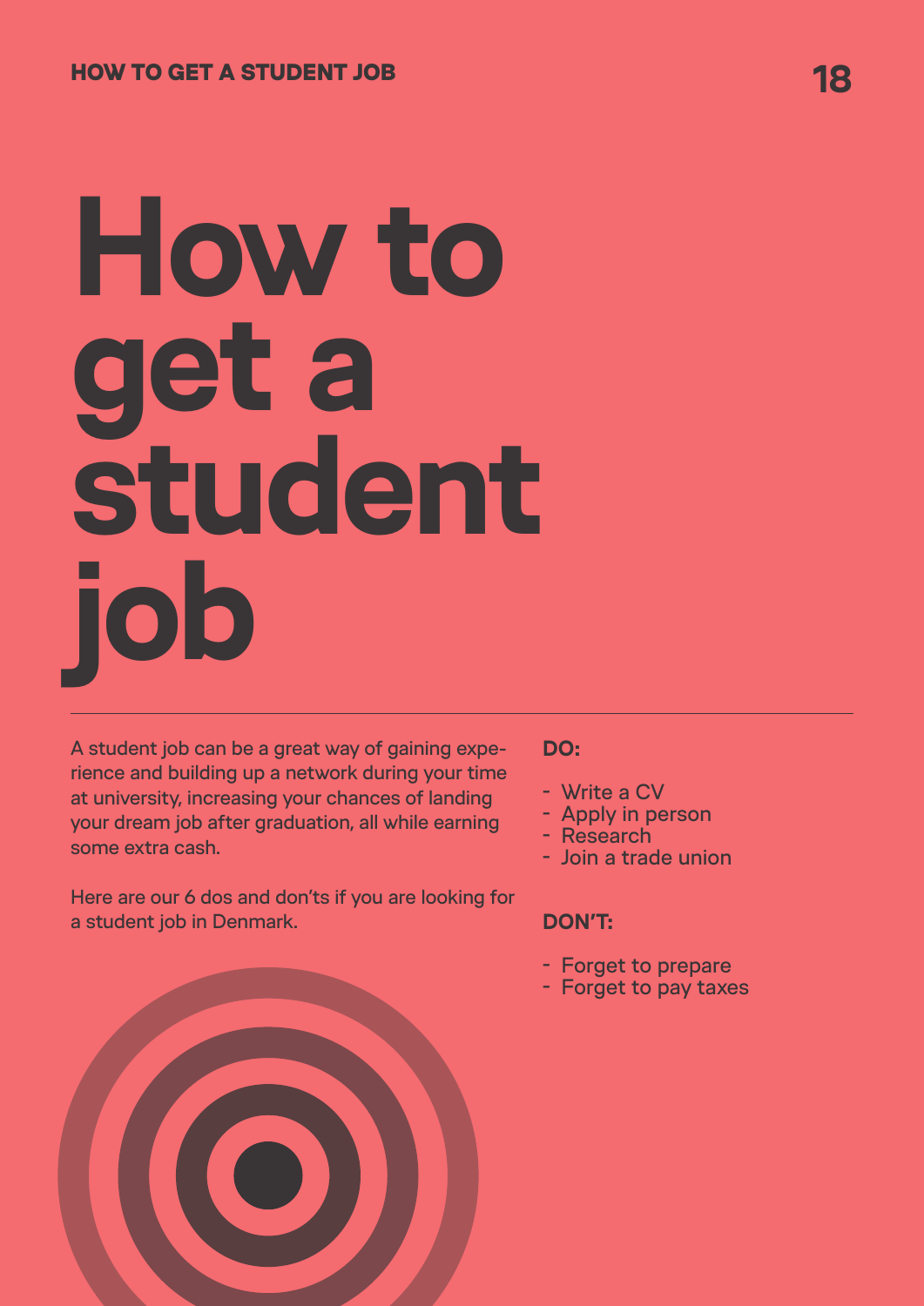# How to get a student job

A student job can be a great way of gaining experience and building up a network during your time at university, increasing your chances of landing your dream job after graduation, all while earning some extra cash.

Here are our 6 dos and don'ts if you are looking for a student job in Denmark.

**DO:**

- Write a CV
- Apply in person
- Research
- Join a trade union

**DON'T:**

- Forget to prepare
- Forget to pay taxes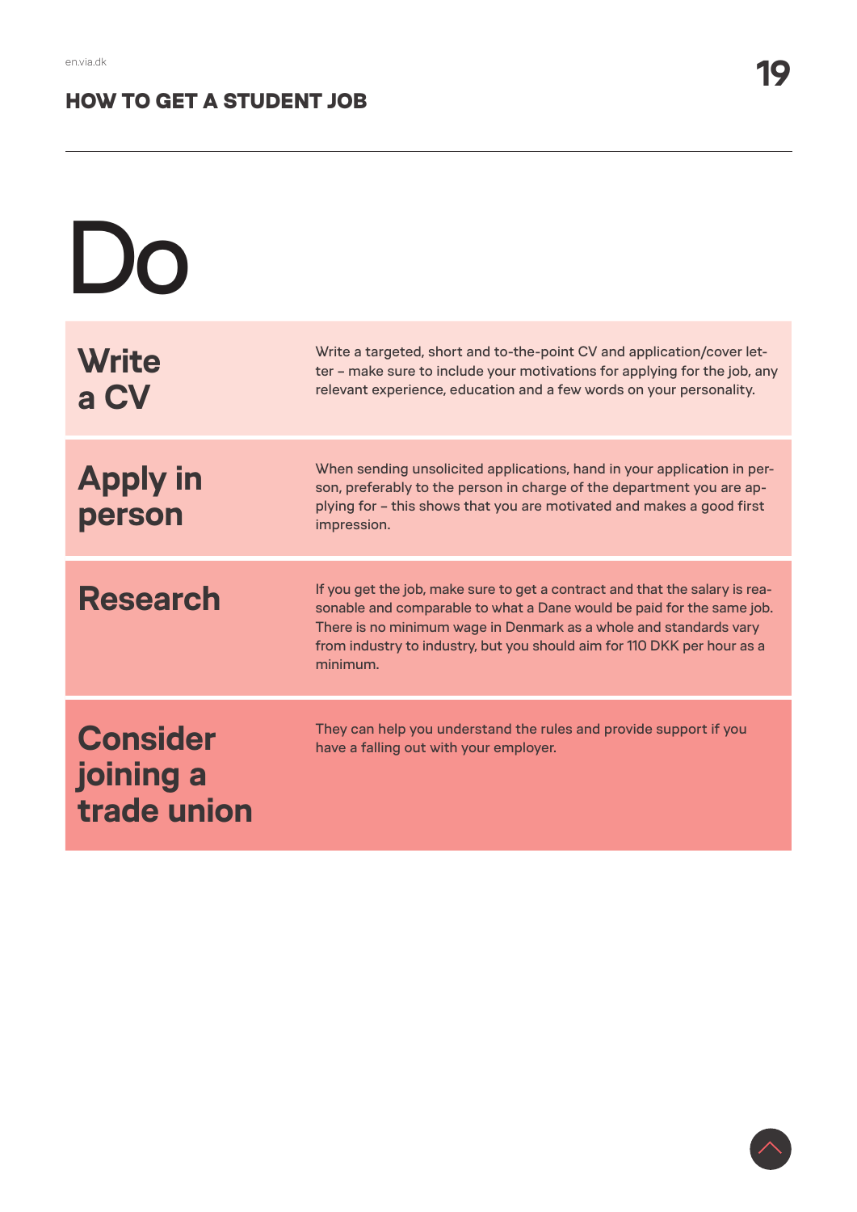# Do

## Write a CV

Write a targeted, short and to-the-point CV and application/cover letter – make sure to include your motivations for applying for the job, any relevant experience, education and a few words on your personality.

## Apply in person

When sending unsolicited applications, hand in your application in person, preferably to the person in charge of the department you are applying for – this shows that you are motivated and makes a good first impression.

## Research

If you get the job, make sure to get a contract and that the salary is reasonable and comparable to what a Dane would be paid for the same job. There is no minimum wage in Denmark as a whole and standards vary from industry to industry, but you should aim for 110 DKK per hour as a minimum.

## Consider joining a trade union

They can help you understand the rules and provide support if you have a falling out with your employer.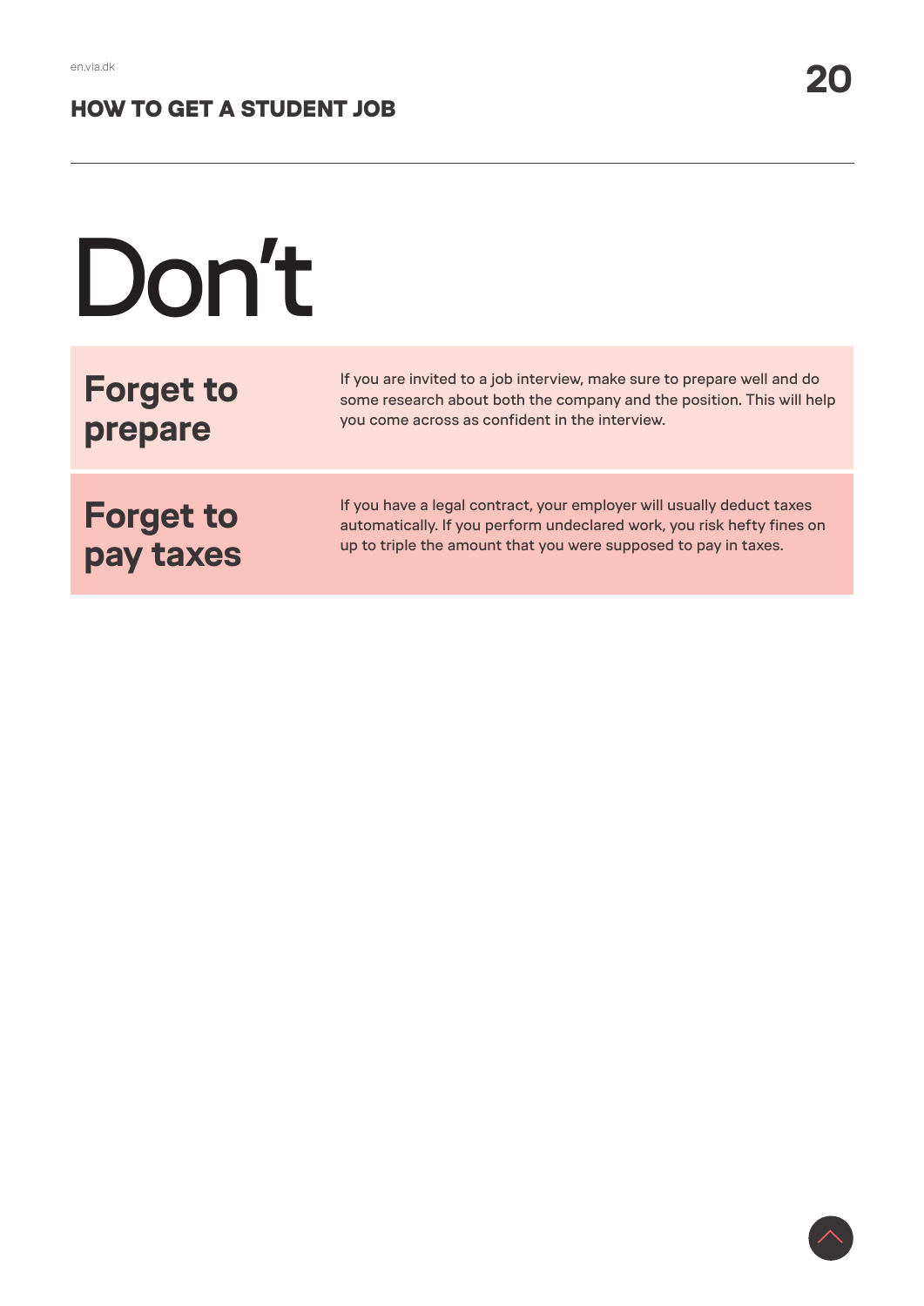# Don't

| | |
|---|---|
| **Forget to prepare** | If you are invited to a job interview, make sure to prepare well and do some research about both the company and the position. This will help you come across as confident in the interview. |
| **Forget to pay taxes** | If you have a legal contract, your employer will usually deduct taxes automatically. If you perform undeclared work, you risk hefty fines on up to triple the amount that you were supposed to pay in taxes. |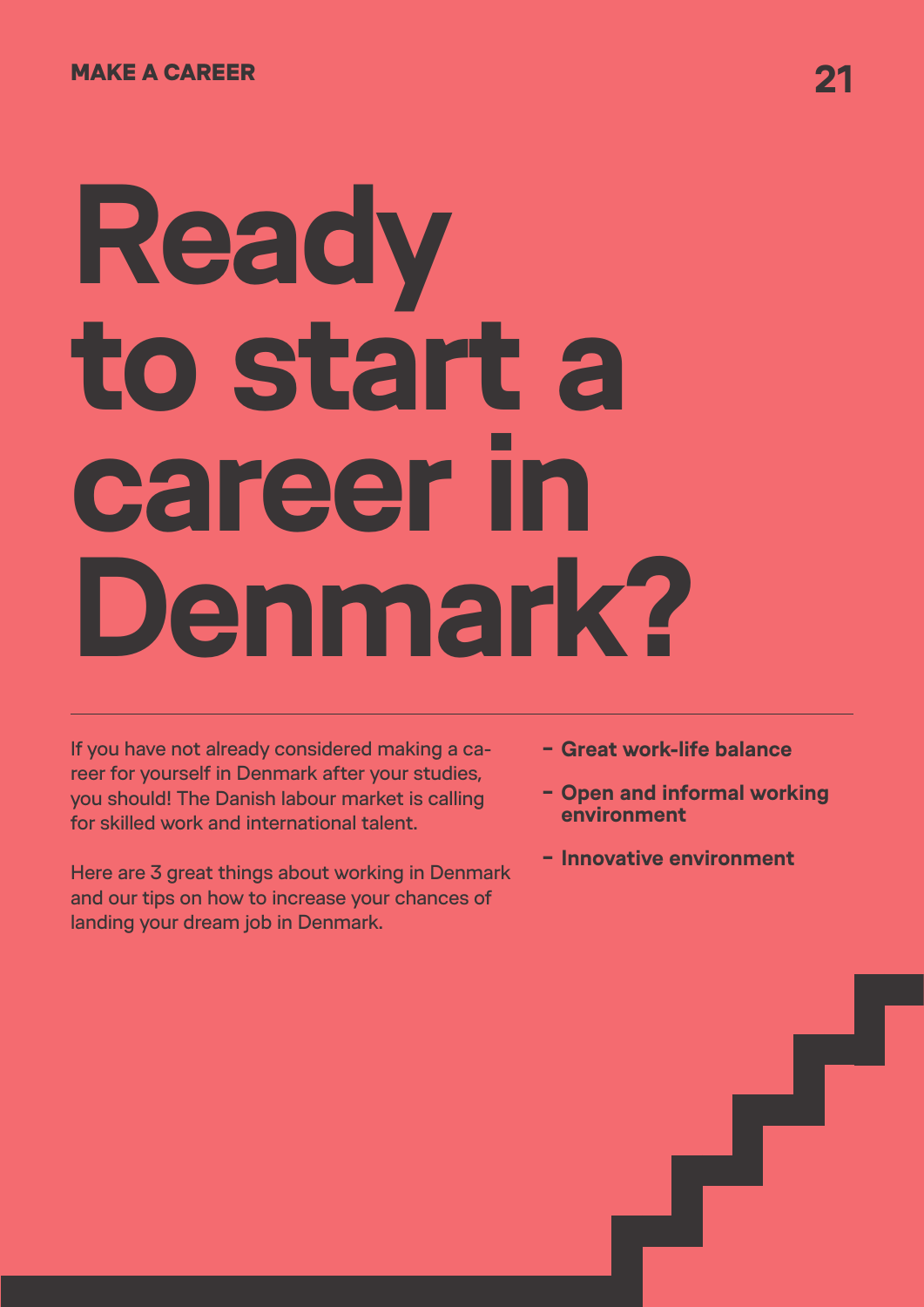# Ready to start a career in Denmark?

If you have not already considered making a career for yourself in Denmark after your studies, you should! The Danish labour market is calling for skilled work and international talent.

Here are 3 great things about working in Denmark and our tips on how to increase your chances of landing your dream job in Denmark.

- **Great work-life balance**
- **Open and informal working environment**
- **Innovative environment**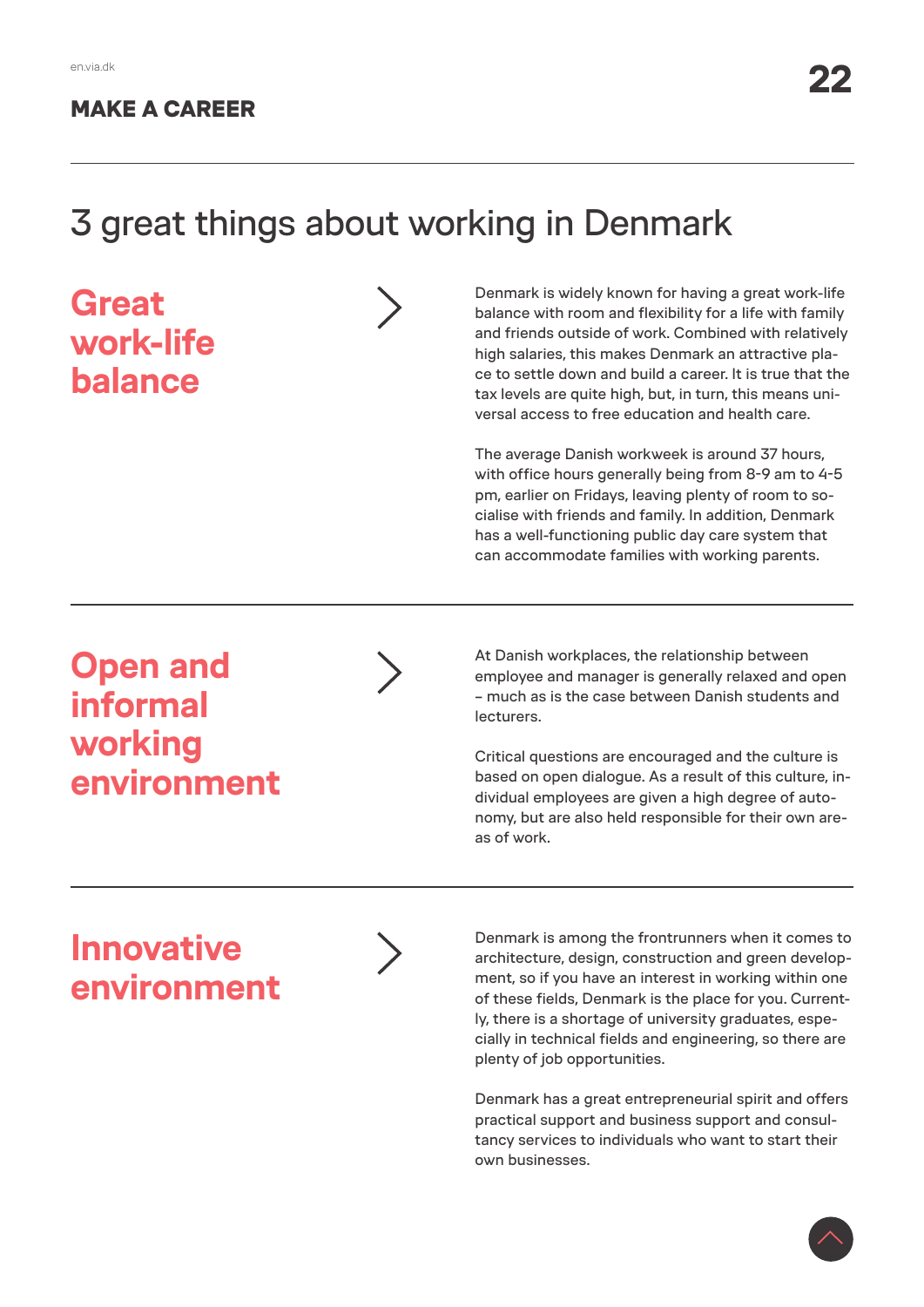## MAKE A CAREER

# 3 great things about working in Denmark

## Great work-life balance

Denmark is widely known for having a great work-life balance with room and flexibility for a life with family and friends outside of work. Combined with relatively high salaries, this makes Denmark an attractive place to settle down and build a career. It is true that the tax levels are quite high, but, in turn, this means universal access to free education and health care.

The average Danish workweek is around 37 hours, with office hours generally being from 8-9 am to 4-5 pm, earlier on Fridays, leaving plenty of room to socialise with friends and family. In addition, Denmark has a well-functioning public day care system that can accommodate families with working parents.

## Open and informal working environment

At Danish workplaces, the relationship between employee and manager is generally relaxed and open – much as is the case between Danish students and lecturers.

Critical questions are encouraged and the culture is based on open dialogue. As a result of this culture, individual employees are given a high degree of autonomy, but are also held responsible for their own areas of work.

## Innovative environment

Denmark is among the frontrunners when it comes to architecture, design, construction and green development, so if you have an interest in working within one of these fields, Denmark is the place for you. Currently, there is a shortage of university graduates, especially in technical fields and engineering, so there are plenty of job opportunities.

Denmark has a great entrepreneurial spirit and offers practical support and business support and consultancy services to individuals who want to start their own businesses.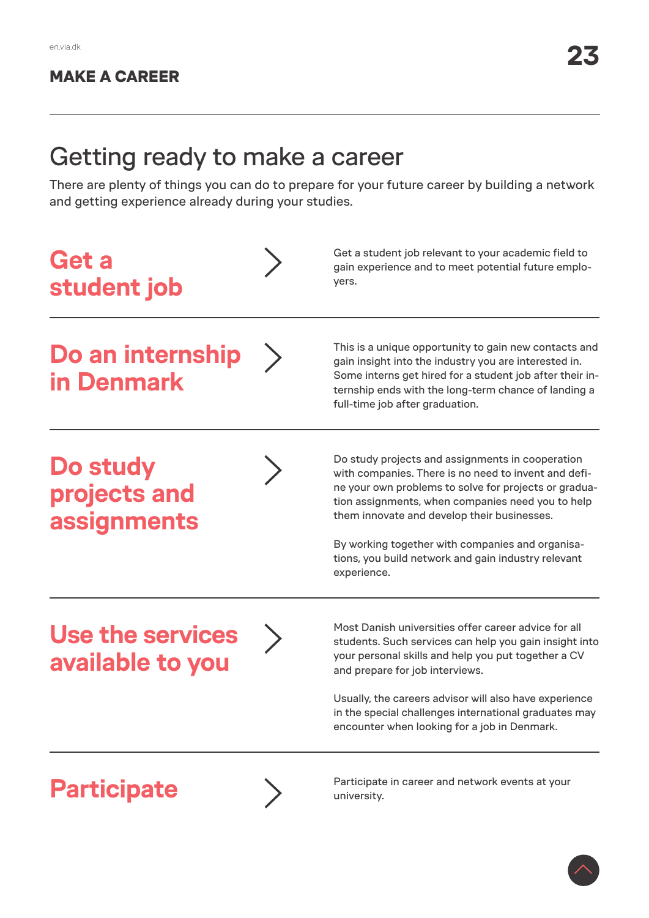# Getting ready to make a career

There are plenty of things you can do to prepare for your future career by building a network and getting experience already during your studies.

## Get a student job

Get a student job relevant to your academic field to gain experience and to meet potential future employers.

## Do an internship in Denmark

This is a unique opportunity to gain new contacts and gain insight into the industry you are interested in. Some interns get hired for a student job after their internship ends with the long-term chance of landing a full-time job after graduation.

## Do study projects and assignments

Do study projects and assignments in cooperation with companies. There is no need to invent and define your own problems to solve for projects or graduation assignments, when companies need you to help them innovate and develop their businesses.

By working together with companies and organisations, you build network and gain industry relevant experience.

## Use the services available to you

Most Danish universities offer career advice for all students. Such services can help you gain insight into your personal skills and help you put together a CV and prepare for job interviews.

Usually, the careers advisor will also have experience in the special challenges international graduates may encounter when looking for a job in Denmark.

## Participate

Participate in career and network events at your university.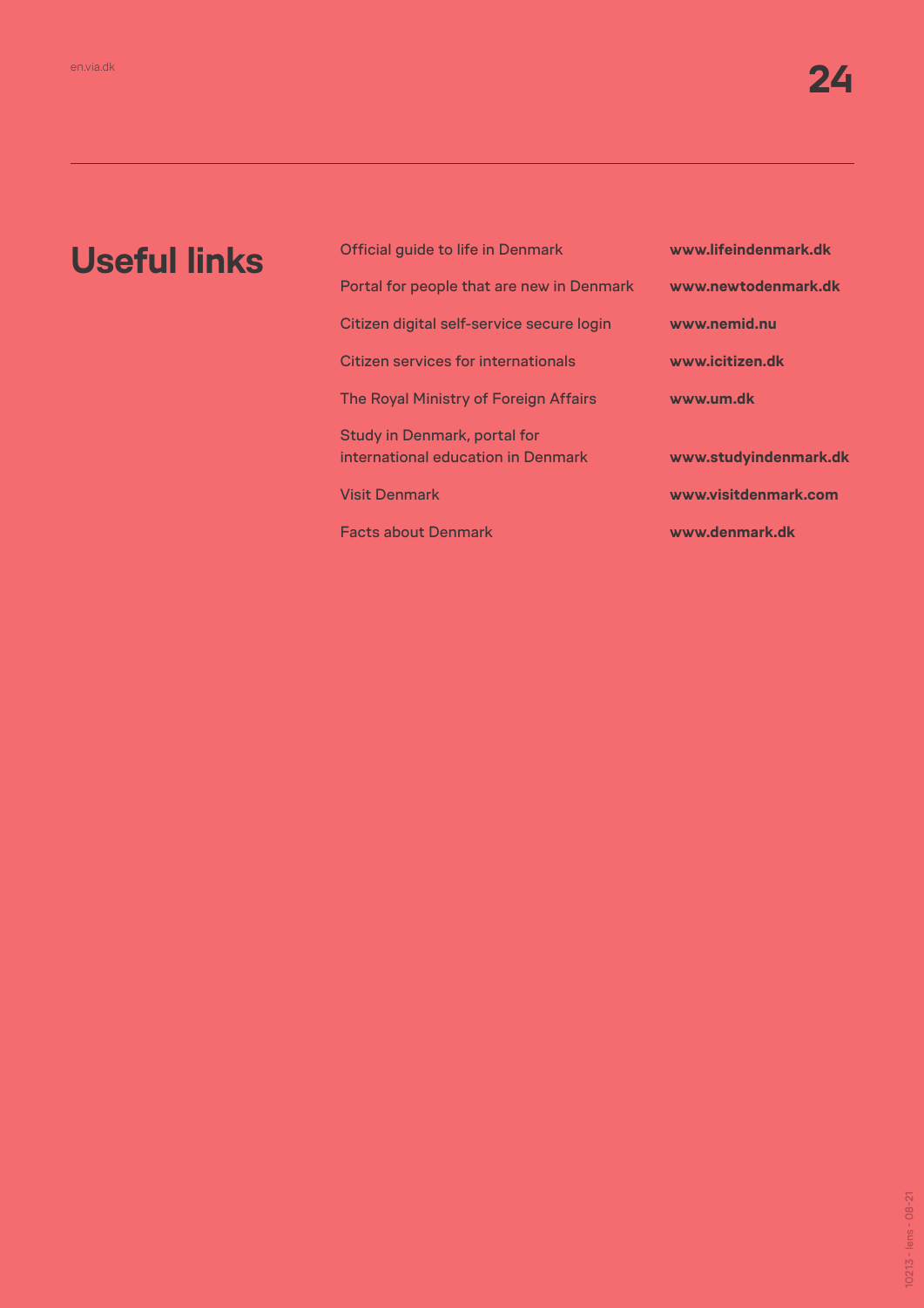# Useful links

| | |
|---|---|
| Official guide to life in Denmark | **www.lifeindenmark.dk** |
| Portal for people that are new in Denmark | **www.newtodenmark.dk** |
| Citizen digital self-service secure login | **www.nemid.nu** |
| Citizen services for internationals | **www.icitizen.dk** |
| The Royal Ministry of Foreign Affairs | **www.um.dk** |
| Study in Denmark, portal for international education in Denmark | **www.studyindenmark.dk** |
| Visit Denmark | **www.visitdenmark.com** |
| Facts about Denmark | **www.denmark.dk** |

10213 - lens - 08-21